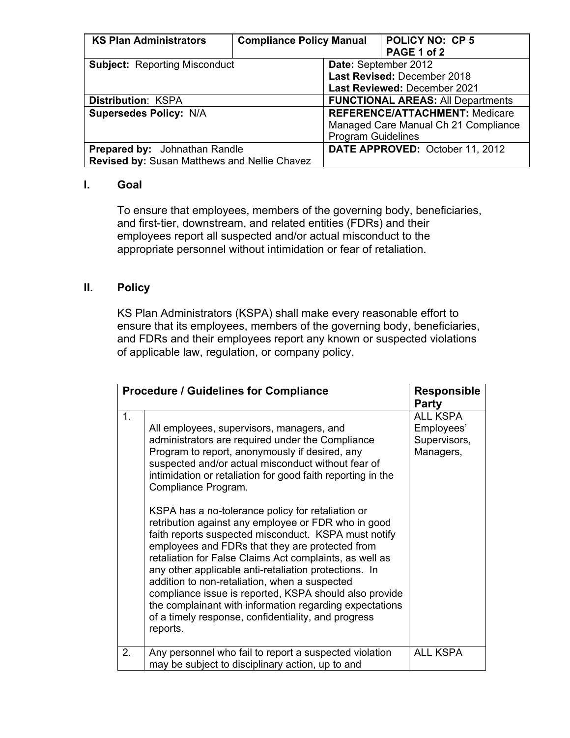| KS Plan Administrators | Compliance Policy Manual | POLICY NO: CP 5 PAGE 1 of 2 |
|---|---|---|
| **Subject:** Reporting Misconduct | | **Date:** September 2012<br>**Last Revised:** December 2018<br>**Last Reviewed:** December 2021 |
| **Distribution**: KSPA | | **FUNCTIONAL AREAS:** All Departments |
| **Supersedes Policy:** N/A | | **REFERENCE/ATTACHMENT:** Medicare Managed Care Manual Ch 21 Compliance Program Guidelines |
| **Prepared by:** Johnathan Randle<br>**Revised by:** Susan Matthews and Nellie Chavez | | **DATE APPROVED:** October 11, 2012 |

## I. Goal

To ensure that employees, members of the governing body, beneficiaries, and first-tier, downstream, and related entities (FDRs) and their employees report all suspected and/or actual misconduct to the appropriate personnel without intimidation or fear of retaliation.

## II. Policy

KS Plan Administrators (KSPA) shall make every reasonable effort to ensure that its employees, members of the governing body, beneficiaries, and FDRs and their employees report any known or suspected violations of applicable law, regulation, or company policy.

| Procedure / Guidelines for Compliance | | Responsible Party |
|---|---|---|
| 1. | All employees, supervisors, managers, and administrators are required under the Compliance Program to report, anonymously if desired, any suspected and/or actual misconduct without fear of intimidation or retaliation for good faith reporting in the Compliance Program.<br><br>KSPA has a no-tolerance policy for retaliation or retribution against any employee or FDR who in good faith reports suspected misconduct. KSPA must notify employees and FDRs that they are protected from retaliation for False Claims Act complaints, as well as any other applicable anti-retaliation protections. In addition to non-retaliation, when a suspected compliance issue is reported, KSPA should also provide the complainant with information regarding expectations of a timely response, confidentiality, and progress reports. | ALL KSPA Employees' Supervisors, Managers, |
| 2. | Any personnel who fail to report a suspected violation may be subject to disciplinary action, up to and | ALL KSPA |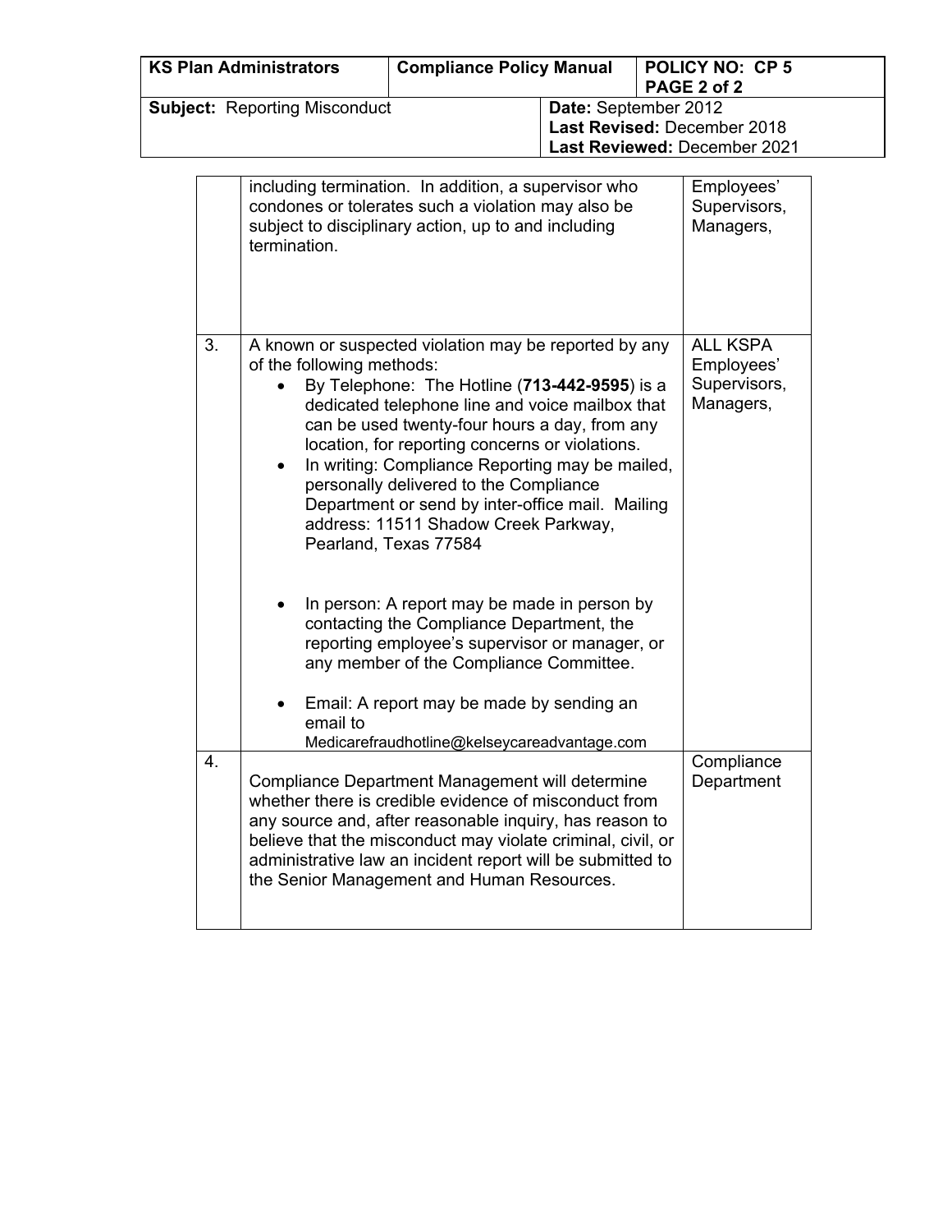| KS Plan Administrators | Compliance Policy Manual | POLICY NO: CP 5 PAGE 2 of 2 |
|---|---|---|
| **Subject:** Reporting Misconduct | | **Date:** September 2012<br>**Last Revised:** December 2018<br>**Last Reviewed:** December 2021 |

| | | |
|---|---|---|
| | including termination. In addition, a supervisor who condones or tolerates such a violation may also be subject to disciplinary action, up to and including termination. | Employees' Supervisors, Managers, |
| 3. | A known or suspected violation may be reported by any of the following methods:<br>• By Telephone: The Hotline (**713-442-9595**) is a dedicated telephone line and voice mailbox that can be used twenty-four hours a day, from any location, for reporting concerns or violations.<br>• In writing: Compliance Reporting may be mailed, personally delivered to the Compliance Department or send by inter-office mail. Mailing address: 11511 Shadow Creek Parkway, Pearland, Texas 77584<br>• In person: A report may be made in person by contacting the Compliance Department, the reporting employee's supervisor or manager, or any member of the Compliance Committee.<br>• Email: A report may be made by sending an email to Medicarefraudhotline@kelseycareadvantage.com | ALL KSPA Employees' Supervisors, Managers, |
| 4. | Compliance Department Management will determine whether there is credible evidence of misconduct from any source and, after reasonable inquiry, has reason to believe that the misconduct may violate criminal, civil, or administrative law an incident report will be submitted to the Senior Management and Human Resources. | Compliance Department |